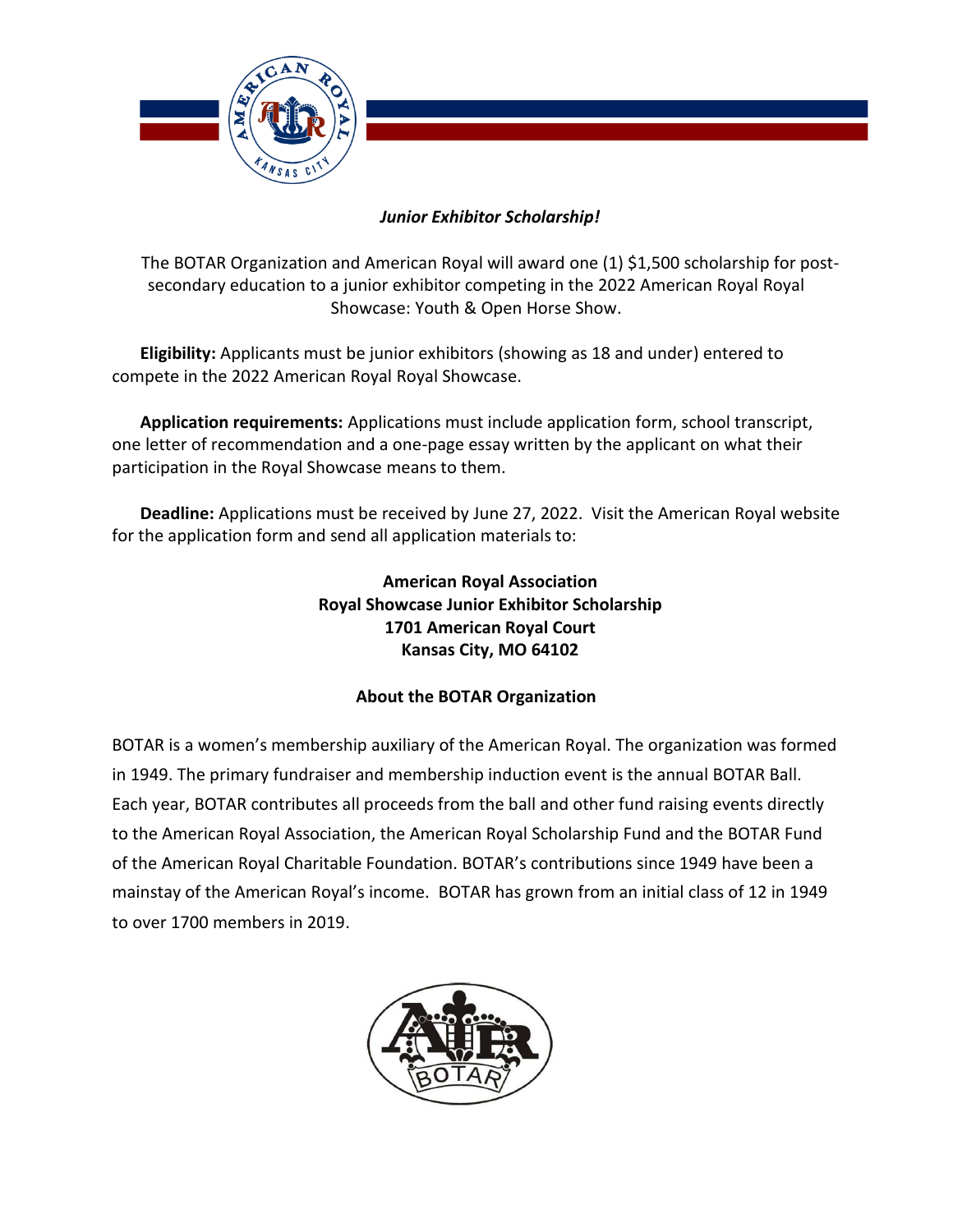***Junior Exhibitor Scholarship!***

The BOTAR Organization and American Royal will award one (1) $1,500 scholarship for post-secondary education to a junior exhibitor competing in the 2022 American Royal Royal Showcase: Youth & Open Horse Show.

**Eligibility:** Applicants must be junior exhibitors (showing as 18 and under) entered to compete in the 2022 American Royal Royal Showcase.

**Application requirements:** Applications must include application form, school transcript, one letter of recommendation and a one-page essay written by the applicant on what their participation in the Royal Showcase means to them.

**Deadline:** Applications must be received by June 27, 2022. Visit the American Royal website for the application form and send all application materials to:

**American Royal Association**
**Royal Showcase Junior Exhibitor Scholarship**
**1701 American Royal Court**
**Kansas City, MO 64102**

**About the BOTAR Organization**

BOTAR is a women's membership auxiliary of the American Royal. The organization was formed in 1949. The primary fundraiser and membership induction event is the annual BOTAR Ball. Each year, BOTAR contributes all proceeds from the ball and other fund raising events directly to the American Royal Association, the American Royal Scholarship Fund and the BOTAR Fund of the American Royal Charitable Foundation. BOTAR's contributions since 1949 have been a mainstay of the American Royal's income. BOTAR has grown from an initial class of 12 in 1949 to over 1700 members in 2019.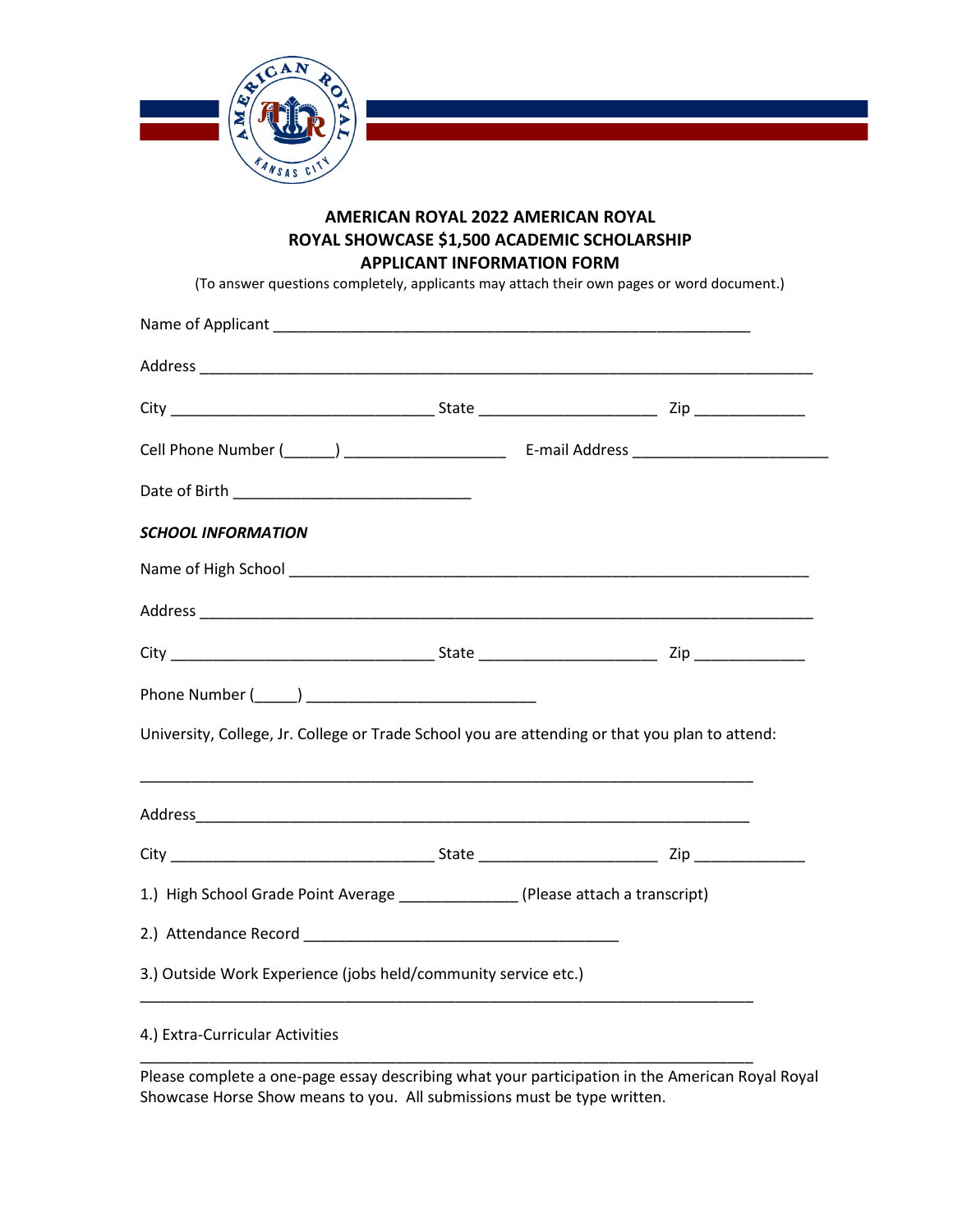**AMERICAN ROYAL 2022 AMERICAN ROYAL ROYAL SHOWCASE $1,500 ACADEMIC SCHOLARSHIP APPLICANT INFORMATION FORM**

(To answer questions completely, applicants may attach their own pages or word document.)

Name of Applicant ___________________________________________________________

Address _____________________________________________________________________________

City _________________________________ State ______________________ Zip _____________

Cell Phone Number (______) ____________________ E-mail Address ________________________

Date of Birth ______________________________

***SCHOOL INFORMATION***

Name of High School __________________________________________________________________

Address _____________________________________________________________________________

City _________________________________ State ______________________ Zip _____________

Phone Number (_____) _____________________________

University, College, Jr. College or Trade School you are attending or that you plan to attend:

_____________________________________________________________________________

Address_____________________________________________________________________

City _________________________________ State ______________________ Zip _____________

1.) High School Grade Point Average ______________ (Please attach a transcript)

2.) Attendance Record _______________________________________

3.) Outside Work Experience (jobs held/community service etc.)

_____________________________________________________________________________

4.) Extra-Curricular Activities

_____________________________________________________________________________

Please complete a one-page essay describing what your participation in the American Royal Royal Showcase Horse Show means to you. All submissions must be type written.